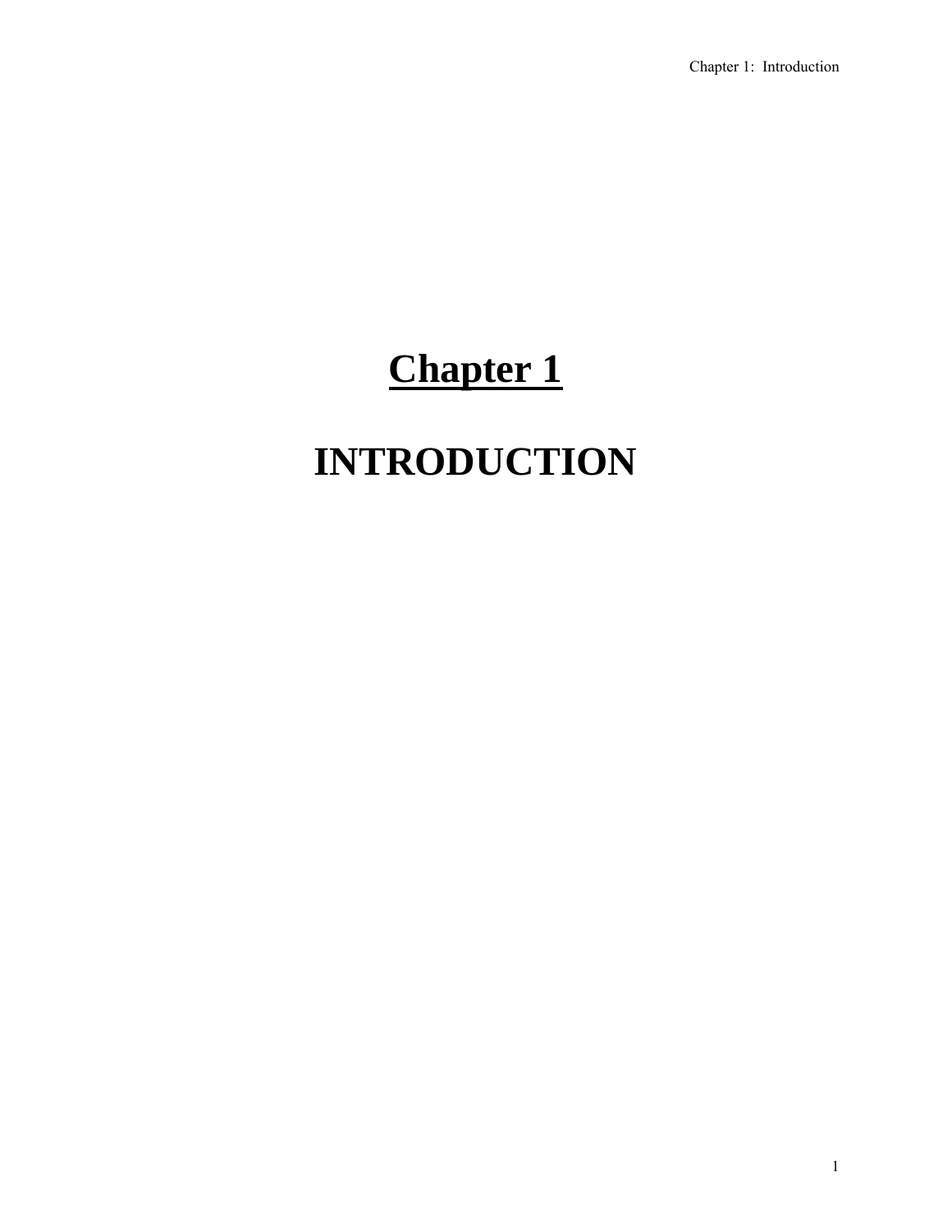# Chapter 1

# INTRODUCTION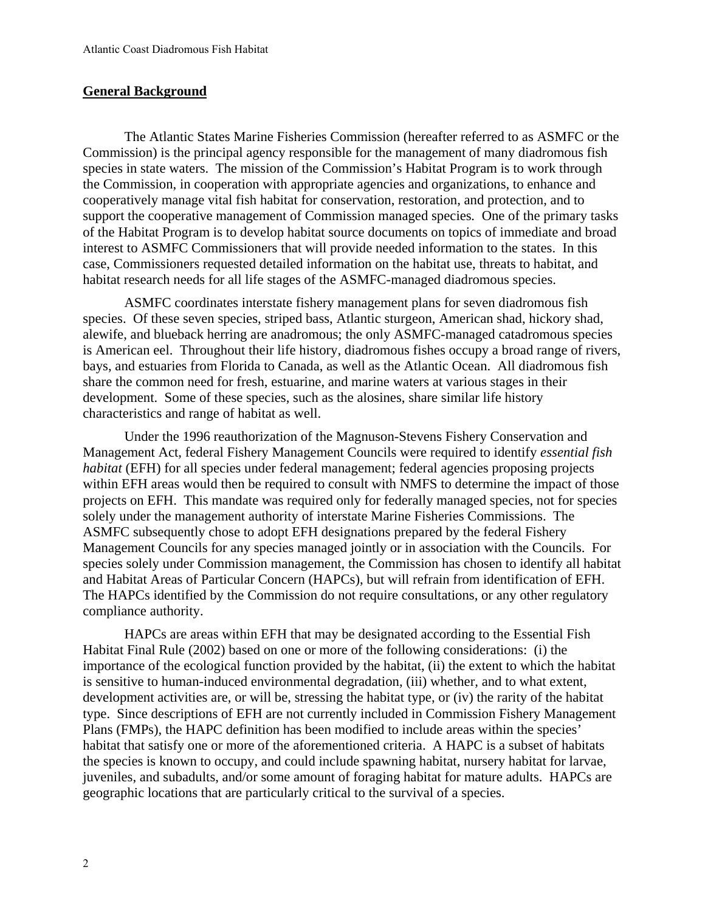## General Background

The Atlantic States Marine Fisheries Commission (hereafter referred to as ASMFC or the Commission) is the principal agency responsible for the management of many diadromous fish species in state waters. The mission of the Commission's Habitat Program is to work through the Commission, in cooperation with appropriate agencies and organizations, to enhance and cooperatively manage vital fish habitat for conservation, restoration, and protection, and to support the cooperative management of Commission managed species. One of the primary tasks of the Habitat Program is to develop habitat source documents on topics of immediate and broad interest to ASMFC Commissioners that will provide needed information to the states. In this case, Commissioners requested detailed information on the habitat use, threats to habitat, and habitat research needs for all life stages of the ASMFC-managed diadromous species.

ASMFC coordinates interstate fishery management plans for seven diadromous fish species. Of these seven species, striped bass, Atlantic sturgeon, American shad, hickory shad, alewife, and blueback herring are anadromous; the only ASMFC-managed catadromous species is American eel. Throughout their life history, diadromous fishes occupy a broad range of rivers, bays, and estuaries from Florida to Canada, as well as the Atlantic Ocean. All diadromous fish share the common need for fresh, estuarine, and marine waters at various stages in their development. Some of these species, such as the alosines, share similar life history characteristics and range of habitat as well.

Under the 1996 reauthorization of the Magnuson-Stevens Fishery Conservation and Management Act, federal Fishery Management Councils were required to identify *essential fish habitat* (EFH) for all species under federal management; federal agencies proposing projects within EFH areas would then be required to consult with NMFS to determine the impact of those projects on EFH. This mandate was required only for federally managed species, not for species solely under the management authority of interstate Marine Fisheries Commissions. The ASMFC subsequently chose to adopt EFH designations prepared by the federal Fishery Management Councils for any species managed jointly or in association with the Councils. For species solely under Commission management, the Commission has chosen to identify all habitat and Habitat Areas of Particular Concern (HAPCs), but will refrain from identification of EFH. The HAPCs identified by the Commission do not require consultations, or any other regulatory compliance authority.

HAPCs are areas within EFH that may be designated according to the Essential Fish Habitat Final Rule (2002) based on one or more of the following considerations: (i) the importance of the ecological function provided by the habitat, (ii) the extent to which the habitat is sensitive to human-induced environmental degradation, (iii) whether, and to what extent, development activities are, or will be, stressing the habitat type, or (iv) the rarity of the habitat type. Since descriptions of EFH are not currently included in Commission Fishery Management Plans (FMPs), the HAPC definition has been modified to include areas within the species' habitat that satisfy one or more of the aforementioned criteria. A HAPC is a subset of habitats the species is known to occupy, and could include spawning habitat, nursery habitat for larvae, juveniles, and subadults, and/or some amount of foraging habitat for mature adults. HAPCs are geographic locations that are particularly critical to the survival of a species.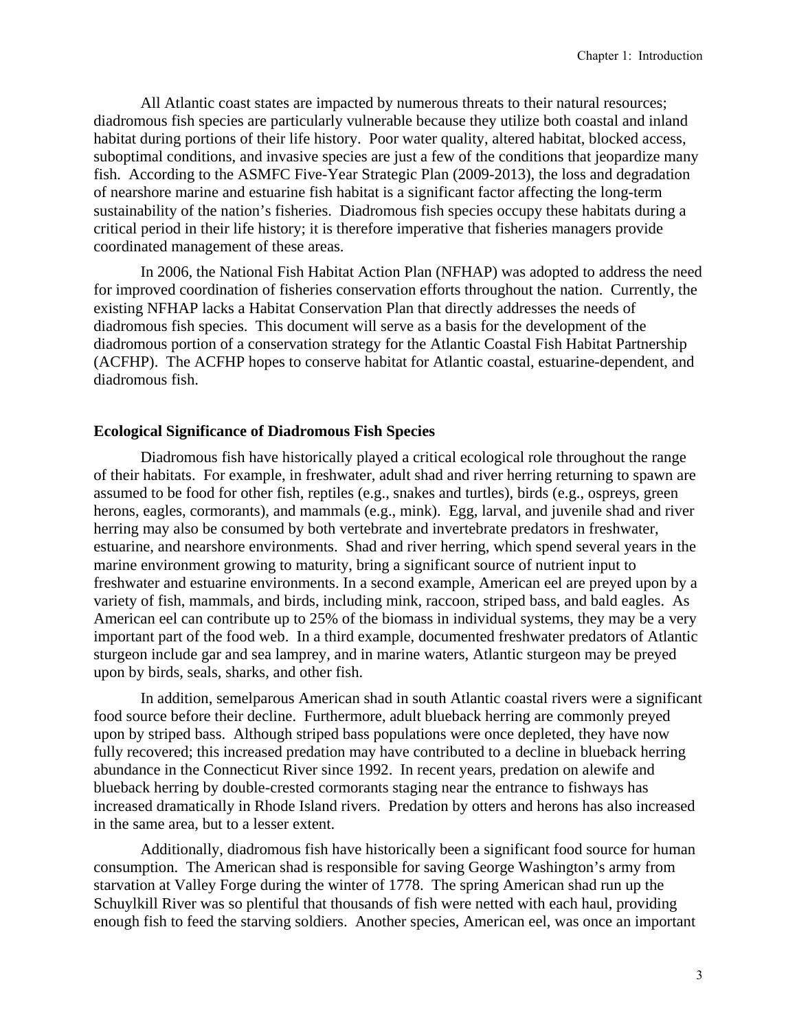All Atlantic coast states are impacted by numerous threats to their natural resources; diadromous fish species are particularly vulnerable because they utilize both coastal and inland habitat during portions of their life history. Poor water quality, altered habitat, blocked access, suboptimal conditions, and invasive species are just a few of the conditions that jeopardize many fish. According to the ASMFC Five-Year Strategic Plan (2009-2013), the loss and degradation of nearshore marine and estuarine fish habitat is a significant factor affecting the long-term sustainability of the nation's fisheries. Diadromous fish species occupy these habitats during a critical period in their life history; it is therefore imperative that fisheries managers provide coordinated management of these areas.

In 2006, the National Fish Habitat Action Plan (NFHAP) was adopted to address the need for improved coordination of fisheries conservation efforts throughout the nation. Currently, the existing NFHAP lacks a Habitat Conservation Plan that directly addresses the needs of diadromous fish species. This document will serve as a basis for the development of the diadromous portion of a conservation strategy for the Atlantic Coastal Fish Habitat Partnership (ACFHP). The ACFHP hopes to conserve habitat for Atlantic coastal, estuarine-dependent, and diadromous fish.

## Ecological Significance of Diadromous Fish Species

Diadromous fish have historically played a critical ecological role throughout the range of their habitats. For example, in freshwater, adult shad and river herring returning to spawn are assumed to be food for other fish, reptiles (e.g., snakes and turtles), birds (e.g., ospreys, green herons, eagles, cormorants), and mammals (e.g., mink). Egg, larval, and juvenile shad and river herring may also be consumed by both vertebrate and invertebrate predators in freshwater, estuarine, and nearshore environments. Shad and river herring, which spend several years in the marine environment growing to maturity, bring a significant source of nutrient input to freshwater and estuarine environments. In a second example, American eel are preyed upon by a variety of fish, mammals, and birds, including mink, raccoon, striped bass, and bald eagles. As American eel can contribute up to 25% of the biomass in individual systems, they may be a very important part of the food web. In a third example, documented freshwater predators of Atlantic sturgeon include gar and sea lamprey, and in marine waters, Atlantic sturgeon may be preyed upon by birds, seals, sharks, and other fish.

In addition, semelparous American shad in south Atlantic coastal rivers were a significant food source before their decline. Furthermore, adult blueback herring are commonly preyed upon by striped bass. Although striped bass populations were once depleted, they have now fully recovered; this increased predation may have contributed to a decline in blueback herring abundance in the Connecticut River since 1992. In recent years, predation on alewife and blueback herring by double-crested cormorants staging near the entrance to fishways has increased dramatically in Rhode Island rivers. Predation by otters and herons has also increased in the same area, but to a lesser extent.

Additionally, diadromous fish have historically been a significant food source for human consumption. The American shad is responsible for saving George Washington's army from starvation at Valley Forge during the winter of 1778. The spring American shad run up the Schuylkill River was so plentiful that thousands of fish were netted with each haul, providing enough fish to feed the starving soldiers. Another species, American eel, was once an important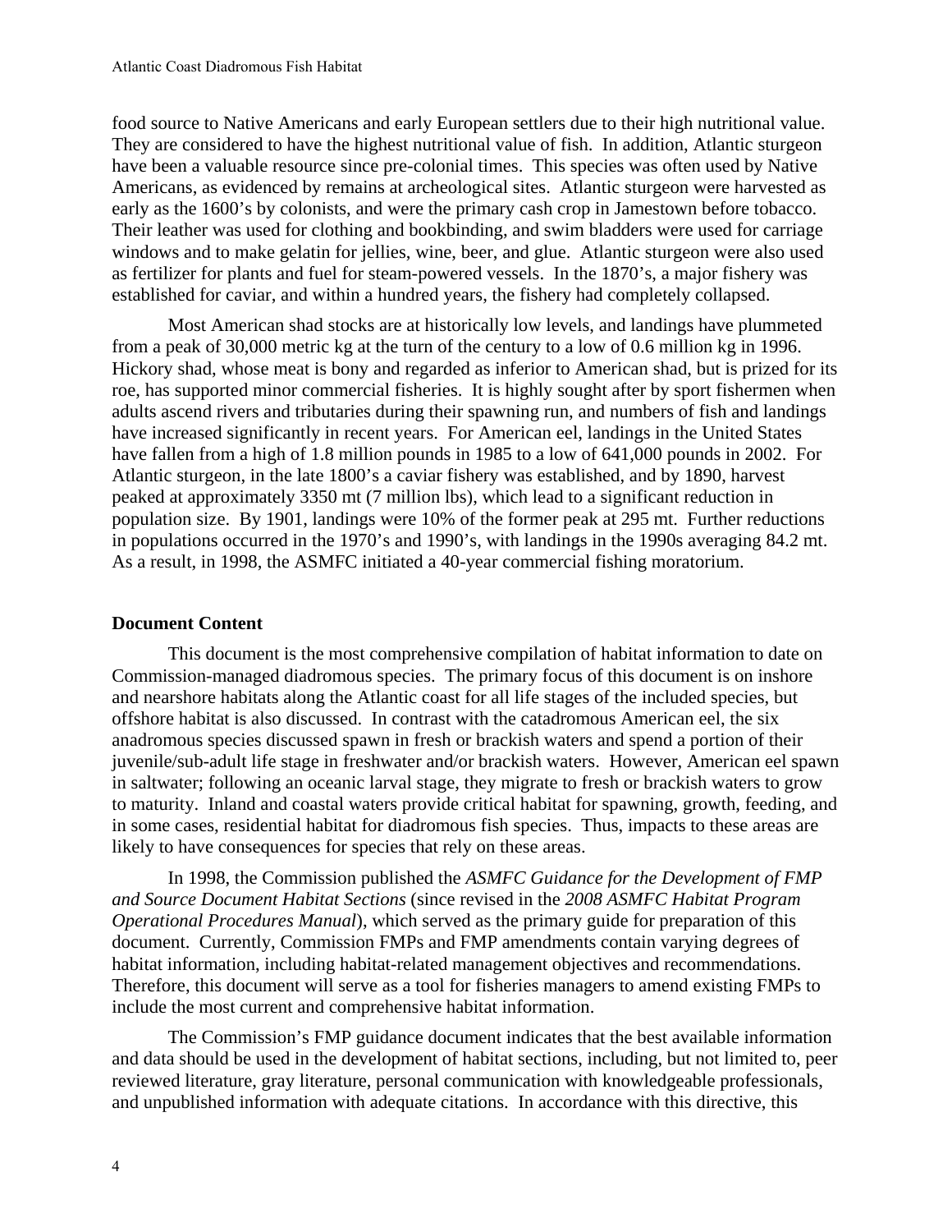food source to Native Americans and early European settlers due to their high nutritional value. They are considered to have the highest nutritional value of fish. In addition, Atlantic sturgeon have been a valuable resource since pre-colonial times. This species was often used by Native Americans, as evidenced by remains at archeological sites. Atlantic sturgeon were harvested as early as the 1600's by colonists, and were the primary cash crop in Jamestown before tobacco. Their leather was used for clothing and bookbinding, and swim bladders were used for carriage windows and to make gelatin for jellies, wine, beer, and glue. Atlantic sturgeon were also used as fertilizer for plants and fuel for steam-powered vessels. In the 1870's, a major fishery was established for caviar, and within a hundred years, the fishery had completely collapsed.

Most American shad stocks are at historically low levels, and landings have plummeted from a peak of 30,000 metric kg at the turn of the century to a low of 0.6 million kg in 1996. Hickory shad, whose meat is bony and regarded as inferior to American shad, but is prized for its roe, has supported minor commercial fisheries. It is highly sought after by sport fishermen when adults ascend rivers and tributaries during their spawning run, and numbers of fish and landings have increased significantly in recent years. For American eel, landings in the United States have fallen from a high of 1.8 million pounds in 1985 to a low of 641,000 pounds in 2002. For Atlantic sturgeon, in the late 1800's a caviar fishery was established, and by 1890, harvest peaked at approximately 3350 mt (7 million lbs), which lead to a significant reduction in population size. By 1901, landings were 10% of the former peak at 295 mt. Further reductions in populations occurred in the 1970's and 1990's, with landings in the 1990s averaging 84.2 mt. As a result, in 1998, the ASMFC initiated a 40-year commercial fishing moratorium.

**Document Content**

This document is the most comprehensive compilation of habitat information to date on Commission-managed diadromous species. The primary focus of this document is on inshore and nearshore habitats along the Atlantic coast for all life stages of the included species, but offshore habitat is also discussed. In contrast with the catadromous American eel, the six anadromous species discussed spawn in fresh or brackish waters and spend a portion of their juvenile/sub-adult life stage in freshwater and/or brackish waters. However, American eel spawn in saltwater; following an oceanic larval stage, they migrate to fresh or brackish waters to grow to maturity. Inland and coastal waters provide critical habitat for spawning, growth, feeding, and in some cases, residential habitat for diadromous fish species. Thus, impacts to these areas are likely to have consequences for species that rely on these areas.

In 1998, the Commission published the *ASMFC Guidance for the Development of FMP and Source Document Habitat Sections* (since revised in the *2008 ASMFC Habitat Program Operational Procedures Manual*), which served as the primary guide for preparation of this document. Currently, Commission FMPs and FMP amendments contain varying degrees of habitat information, including habitat-related management objectives and recommendations. Therefore, this document will serve as a tool for fisheries managers to amend existing FMPs to include the most current and comprehensive habitat information.

The Commission's FMP guidance document indicates that the best available information and data should be used in the development of habitat sections, including, but not limited to, peer reviewed literature, gray literature, personal communication with knowledgeable professionals, and unpublished information with adequate citations. In accordance with this directive, this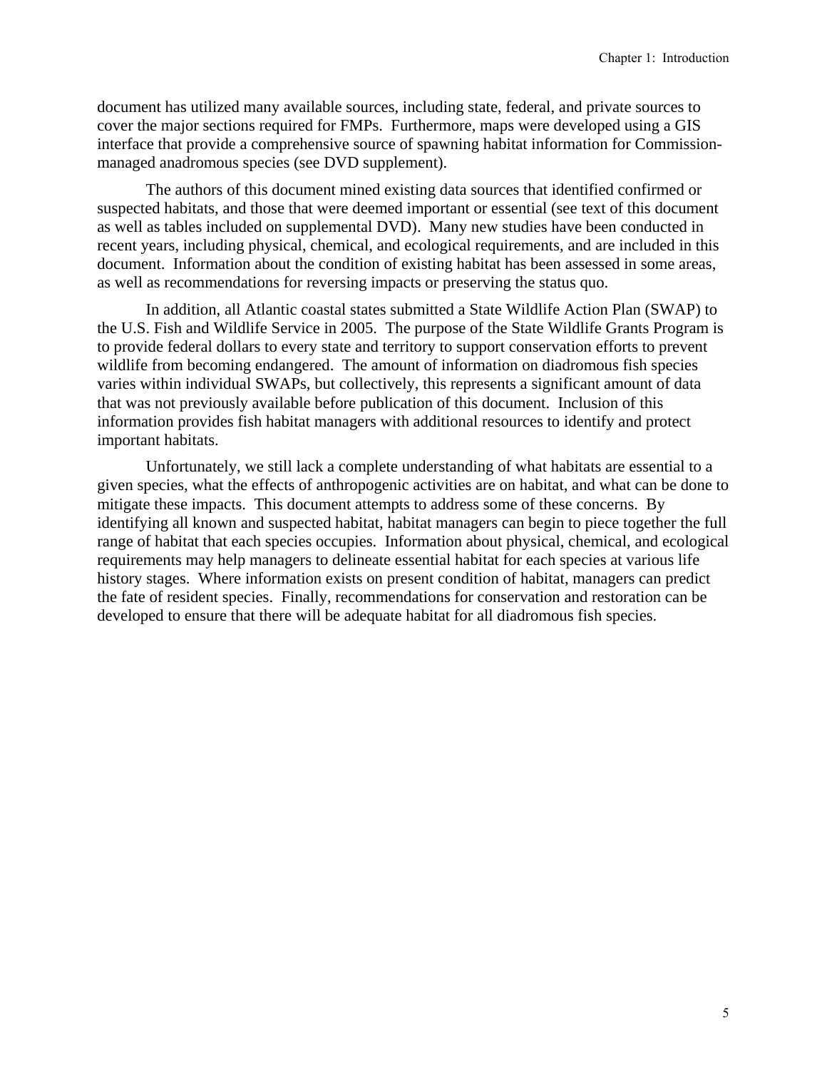document has utilized many available sources, including state, federal, and private sources to cover the major sections required for FMPs. Furthermore, maps were developed using a GIS interface that provide a comprehensive source of spawning habitat information for Commission-managed anadromous species (see DVD supplement).

The authors of this document mined existing data sources that identified confirmed or suspected habitats, and those that were deemed important or essential (see text of this document as well as tables included on supplemental DVD). Many new studies have been conducted in recent years, including physical, chemical, and ecological requirements, and are included in this document. Information about the condition of existing habitat has been assessed in some areas, as well as recommendations for reversing impacts or preserving the status quo.

In addition, all Atlantic coastal states submitted a State Wildlife Action Plan (SWAP) to the U.S. Fish and Wildlife Service in 2005. The purpose of the State Wildlife Grants Program is to provide federal dollars to every state and territory to support conservation efforts to prevent wildlife from becoming endangered. The amount of information on diadromous fish species varies within individual SWAPs, but collectively, this represents a significant amount of data that was not previously available before publication of this document. Inclusion of this information provides fish habitat managers with additional resources to identify and protect important habitats.

Unfortunately, we still lack a complete understanding of what habitats are essential to a given species, what the effects of anthropogenic activities are on habitat, and what can be done to mitigate these impacts. This document attempts to address some of these concerns. By identifying all known and suspected habitat, habitat managers can begin to piece together the full range of habitat that each species occupies. Information about physical, chemical, and ecological requirements may help managers to delineate essential habitat for each species at various life history stages. Where information exists on present condition of habitat, managers can predict the fate of resident species. Finally, recommendations for conservation and restoration can be developed to ensure that there will be adequate habitat for all diadromous fish species.